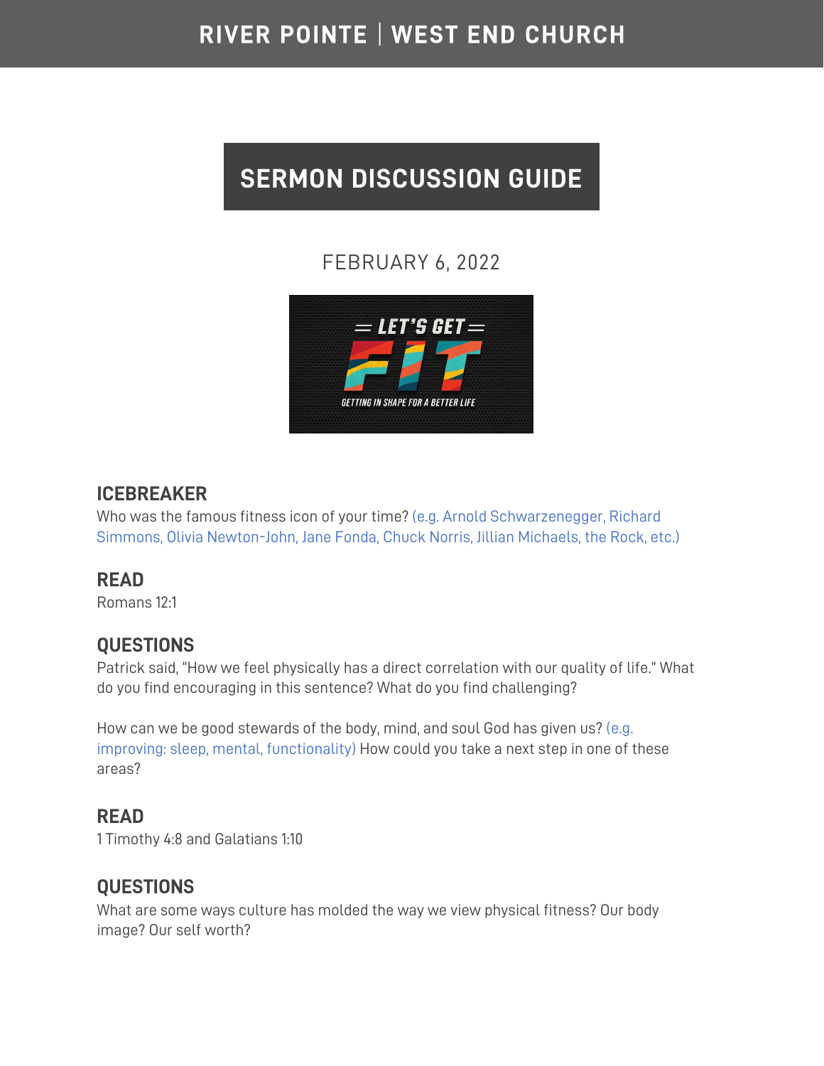# RIVER POINTE | WEST END CHURCH

## SERMON DISCUSSION GUIDE

FEBRUARY 6, 2022

### ICEBREAKER

Who was the famous fitness icon of your time? (e.g. Arnold Schwarzenegger, Richard Simmons, Olivia Newton-John, Jane Fonda, Chuck Norris, Jillian Michaels, the Rock, etc.)

### READ

Romans 12:1

### QUESTIONS

Patrick said, "How we feel physically has a direct correlation with our quality of life." What do you find encouraging in this sentence? What do you find challenging?

How can we be good stewards of the body, mind, and soul God has given us? (e.g. improving: sleep, mental, functionality) How could you take a next step in one of these areas?

### READ

1 Timothy 4:8 and Galatians 1:10

### QUESTIONS

What are some ways culture has molded the way we view physical fitness? Our body image? Our self worth?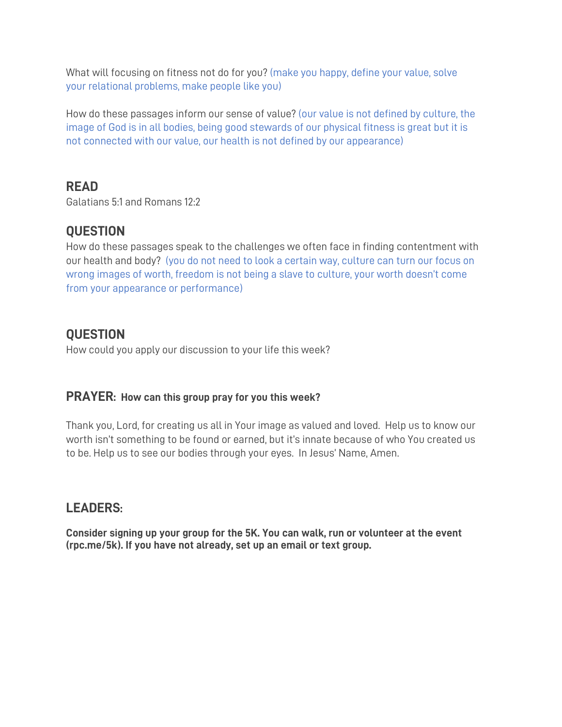What will focusing on fitness not do for you? (make you happy, define your value, solve your relational problems, make people like you)

How do these passages inform our sense of value? (our value is not defined by culture, the image of God is in all bodies, being good stewards of our physical fitness is great but it is not connected with our value, our health is not defined by our appearance)

## READ

Galatians 5:1 and Romans 12:2

## QUESTION

How do these passages speak to the challenges we often face in finding contentment with our health and body? (you do not need to look a certain way, culture can turn our focus on wrong images of worth, freedom is not being a slave to culture, your worth doesn't come from your appearance or performance)

## QUESTION

How could you apply our discussion to your life this week?

## PRAYER: How can this group pray for you this week?

Thank you, Lord, for creating us all in Your image as valued and loved. Help us to know our worth isn't something to be found or earned, but it's innate because of who You created us to be. Help us to see our bodies through your eyes. In Jesus' Name, Amen.

## LEADERS:

**Consider signing up your group for the 5K. You can walk, run or volunteer at the event (rpc.me/5k). If you have not already, set up an email or text group.**